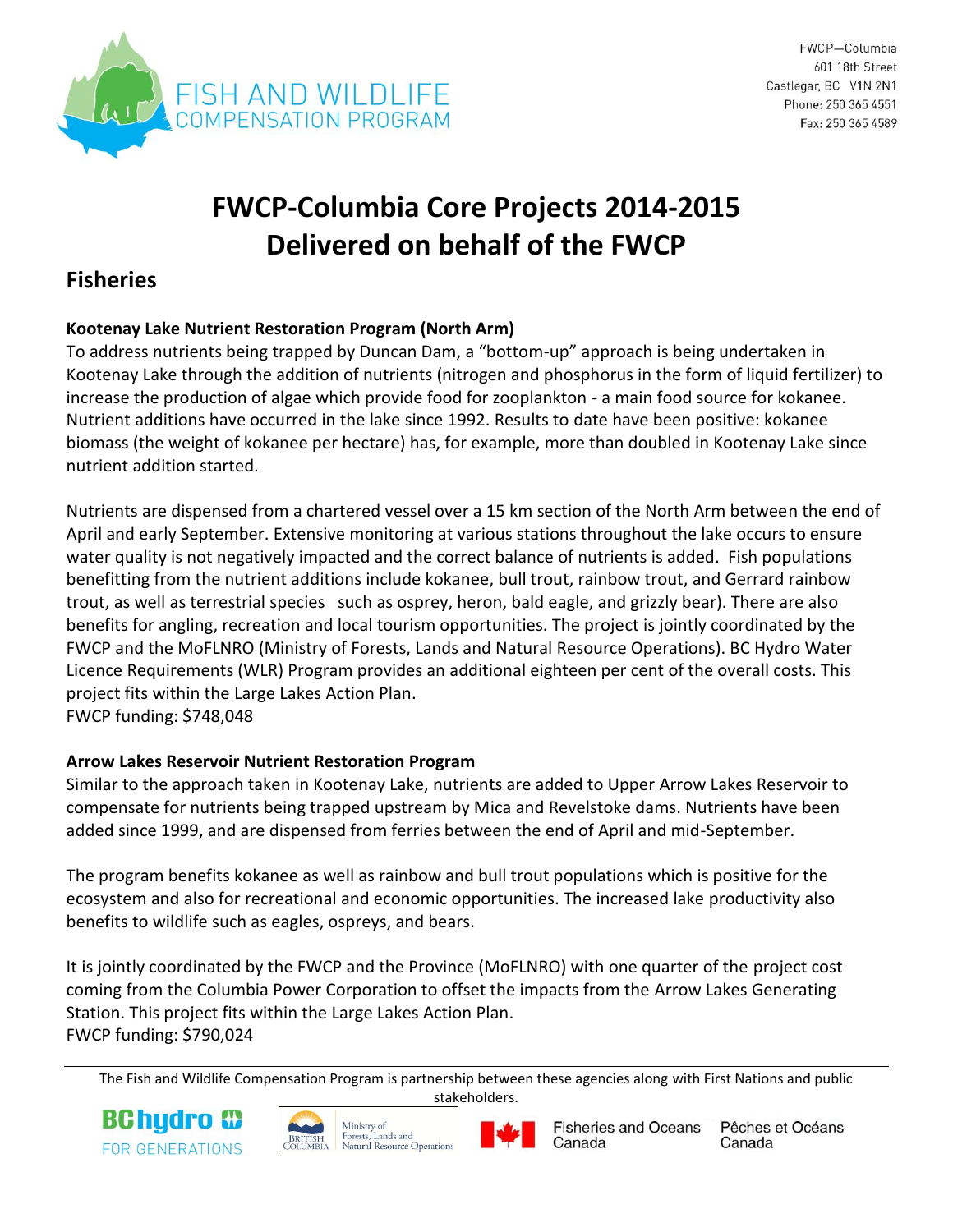FWCP—Columbia
601 18th Street
Castlegar, BC V1N 2N1
Phone: 250 365 4551
Fax: 250 365 4589

# FWCP-Columbia Core Projects 2014-2015
# Delivered on behalf of the FWCP

## Fisheries

### Kootenay Lake Nutrient Restoration Program (North Arm)

To address nutrients being trapped by Duncan Dam, a "bottom-up" approach is being undertaken in Kootenay Lake through the addition of nutrients (nitrogen and phosphorus in the form of liquid fertilizer) to increase the production of algae which provide food for zooplankton - a main food source for kokanee. Nutrient additions have occurred in the lake since 1992. Results to date have been positive: kokanee biomass (the weight of kokanee per hectare) has, for example, more than doubled in Kootenay Lake since nutrient addition started.

Nutrients are dispensed from a chartered vessel over a 15 km section of the North Arm between the end of April and early September. Extensive monitoring at various stations throughout the lake occurs to ensure water quality is not negatively impacted and the correct balance of nutrients is added. Fish populations benefitting from the nutrient additions include kokanee, bull trout, rainbow trout, and Gerrard rainbow trout, as well as terrestrial species such as osprey, heron, bald eagle, and grizzly bear). There are also benefits for angling, recreation and local tourism opportunities. The project is jointly coordinated by the FWCP and the MoFLNRO (Ministry of Forests, Lands and Natural Resource Operations). BC Hydro Water Licence Requirements (WLR) Program provides an additional eighteen per cent of the overall costs. This project fits within the Large Lakes Action Plan.
FWCP funding: $748,048

### Arrow Lakes Reservoir Nutrient Restoration Program

Similar to the approach taken in Kootenay Lake, nutrients are added to Upper Arrow Lakes Reservoir to compensate for nutrients being trapped upstream by Mica and Revelstoke dams. Nutrients have been added since 1999, and are dispensed from ferries between the end of April and mid-September.

The program benefits kokanee as well as rainbow and bull trout populations which is positive for the ecosystem and also for recreational and economic opportunities. The increased lake productivity also benefits to wildlife such as eagles, ospreys, and bears.

It is jointly coordinated by the FWCP and the Province (MoFLNRO) with one quarter of the project cost coming from the Columbia Power Corporation to offset the impacts from the Arrow Lakes Generating Station. This project fits within the Large Lakes Action Plan.
FWCP funding: $790,024

The Fish and Wildlife Compensation Program is partnership between these agencies along with First Nations and public stakeholders.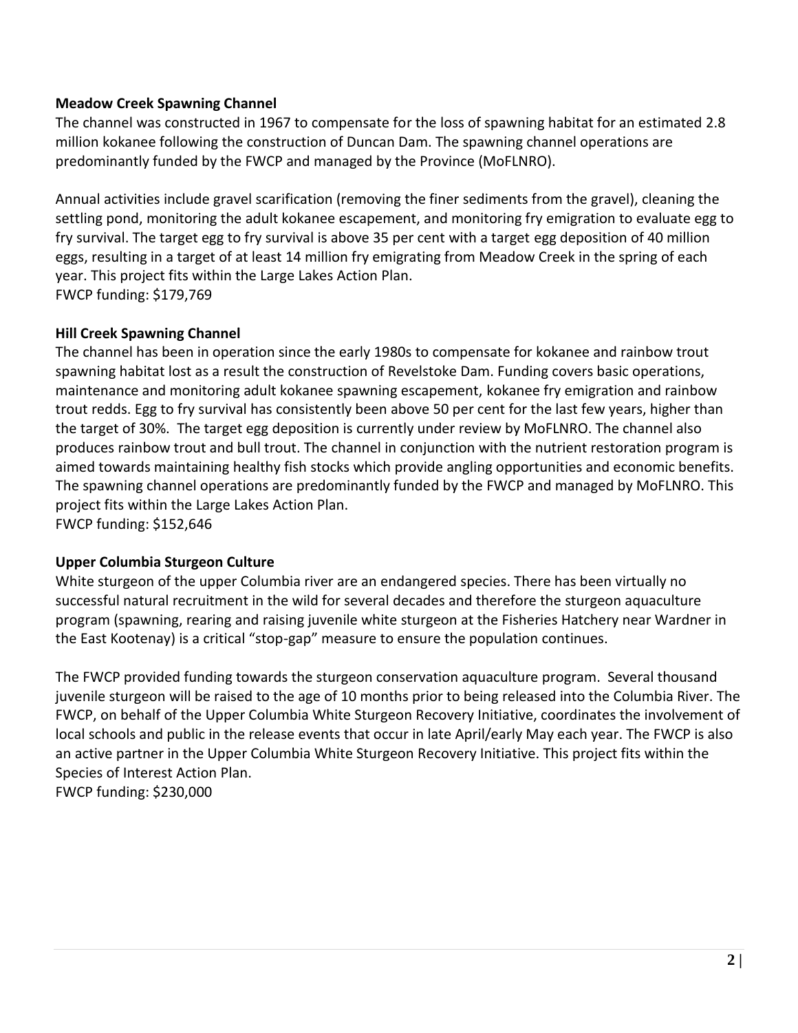**Meadow Creek Spawning Channel**

The channel was constructed in 1967 to compensate for the loss of spawning habitat for an estimated 2.8 million kokanee following the construction of Duncan Dam. The spawning channel operations are predominantly funded by the FWCP and managed by the Province (MoFLNRO).

Annual activities include gravel scarification (removing the finer sediments from the gravel), cleaning the settling pond, monitoring the adult kokanee escapement, and monitoring fry emigration to evaluate egg to fry survival. The target egg to fry survival is above 35 per cent with a target egg deposition of 40 million eggs, resulting in a target of at least 14 million fry emigrating from Meadow Creek in the spring of each year. This project fits within the Large Lakes Action Plan.
FWCP funding: $179,769

**Hill Creek Spawning Channel**

The channel has been in operation since the early 1980s to compensate for kokanee and rainbow trout spawning habitat lost as a result the construction of Revelstoke Dam. Funding covers basic operations, maintenance and monitoring adult kokanee spawning escapement, kokanee fry emigration and rainbow trout redds. Egg to fry survival has consistently been above 50 per cent for the last few years, higher than the target of 30%. The target egg deposition is currently under review by MoFLNRO. The channel also produces rainbow trout and bull trout. The channel in conjunction with the nutrient restoration program is aimed towards maintaining healthy fish stocks which provide angling opportunities and economic benefits. The spawning channel operations are predominantly funded by the FWCP and managed by MoFLNRO. This project fits within the Large Lakes Action Plan.
FWCP funding: $152,646

**Upper Columbia Sturgeon Culture**

White sturgeon of the upper Columbia river are an endangered species. There has been virtually no successful natural recruitment in the wild for several decades and therefore the sturgeon aquaculture program (spawning, rearing and raising juvenile white sturgeon at the Fisheries Hatchery near Wardner in the East Kootenay) is a critical "stop-gap" measure to ensure the population continues.

The FWCP provided funding towards the sturgeon conservation aquaculture program. Several thousand juvenile sturgeon will be raised to the age of 10 months prior to being released into the Columbia River. The FWCP, on behalf of the Upper Columbia White Sturgeon Recovery Initiative, coordinates the involvement of local schools and public in the release events that occur in late April/early May each year. The FWCP is also an active partner in the Upper Columbia White Sturgeon Recovery Initiative. This project fits within the Species of Interest Action Plan.
FWCP funding: $230,000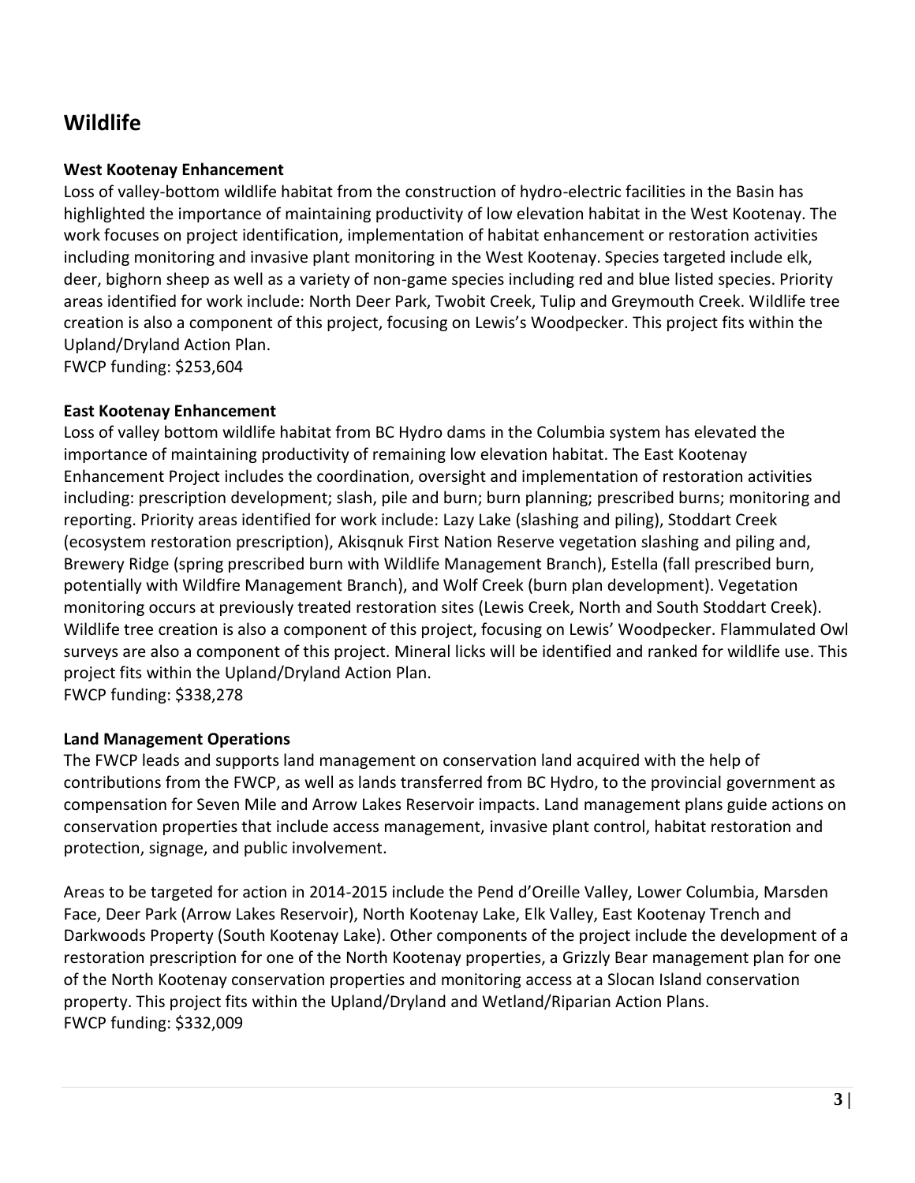## Wildlife

**West Kootenay Enhancement**

Loss of valley-bottom wildlife habitat from the construction of hydro-electric facilities in the Basin has highlighted the importance of maintaining productivity of low elevation habitat in the West Kootenay. The work focuses on project identification, implementation of habitat enhancement or restoration activities including monitoring and invasive plant monitoring in the West Kootenay. Species targeted include elk, deer, bighorn sheep as well as a variety of non-game species including red and blue listed species. Priority areas identified for work include: North Deer Park, Twobit Creek, Tulip and Greymouth Creek. Wildlife tree creation is also a component of this project, focusing on Lewis's Woodpecker. This project fits within the Upland/Dryland Action Plan.
FWCP funding: $253,604

**East Kootenay Enhancement**

Loss of valley bottom wildlife habitat from BC Hydro dams in the Columbia system has elevated the importance of maintaining productivity of remaining low elevation habitat. The East Kootenay Enhancement Project includes the coordination, oversight and implementation of restoration activities including: prescription development; slash, pile and burn; burn planning; prescribed burns; monitoring and reporting. Priority areas identified for work include: Lazy Lake (slashing and piling), Stoddart Creek (ecosystem restoration prescription), Akisqnuk First Nation Reserve vegetation slashing and piling and, Brewery Ridge (spring prescribed burn with Wildlife Management Branch), Estella (fall prescribed burn, potentially with Wildfire Management Branch), and Wolf Creek (burn plan development). Vegetation monitoring occurs at previously treated restoration sites (Lewis Creek, North and South Stoddart Creek). Wildlife tree creation is also a component of this project, focusing on Lewis' Woodpecker. Flammulated Owl surveys are also a component of this project. Mineral licks will be identified and ranked for wildlife use. This project fits within the Upland/Dryland Action Plan.
FWCP funding: $338,278

**Land Management Operations**

The FWCP leads and supports land management on conservation land acquired with the help of contributions from the FWCP, as well as lands transferred from BC Hydro, to the provincial government as compensation for Seven Mile and Arrow Lakes Reservoir impacts. Land management plans guide actions on conservation properties that include access management, invasive plant control, habitat restoration and protection, signage, and public involvement.

Areas to be targeted for action in 2014-2015 include the Pend d'Oreille Valley, Lower Columbia, Marsden Face, Deer Park (Arrow Lakes Reservoir), North Kootenay Lake, Elk Valley, East Kootenay Trench and Darkwoods Property (South Kootenay Lake). Other components of the project include the development of a restoration prescription for one of the North Kootenay properties, a Grizzly Bear management plan for one of the North Kootenay conservation properties and monitoring access at a Slocan Island conservation property. This project fits within the Upland/Dryland and Wetland/Riparian Action Plans.
FWCP funding: $332,009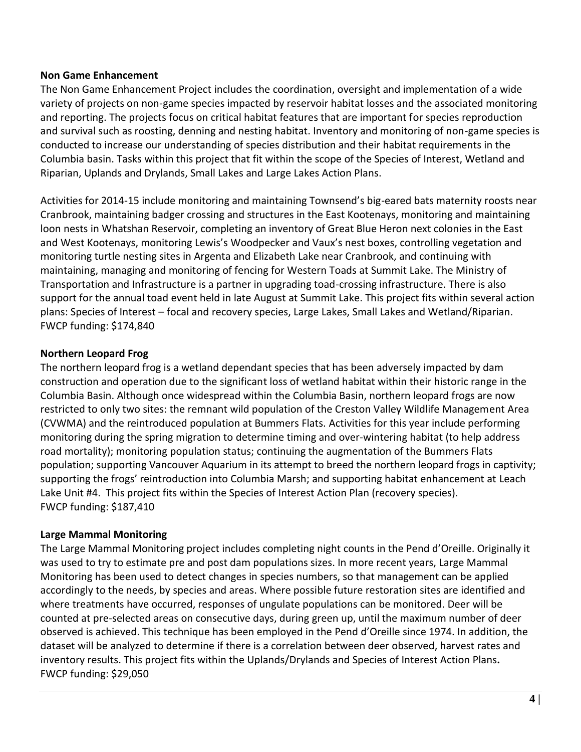**Non Game Enhancement**

The Non Game Enhancement Project includes the coordination, oversight and implementation of a wide variety of projects on non-game species impacted by reservoir habitat losses and the associated monitoring and reporting. The projects focus on critical habitat features that are important for species reproduction and survival such as roosting, denning and nesting habitat. Inventory and monitoring of non-game species is conducted to increase our understanding of species distribution and their habitat requirements in the Columbia basin. Tasks within this project that fit within the scope of the Species of Interest, Wetland and Riparian, Uplands and Drylands, Small Lakes and Large Lakes Action Plans.

Activities for 2014-15 include monitoring and maintaining Townsend's big-eared bats maternity roosts near Cranbrook, maintaining badger crossing and structures in the East Kootenays, monitoring and maintaining loon nests in Whatshan Reservoir, completing an inventory of Great Blue Heron next colonies in the East and West Kootenays, monitoring Lewis's Woodpecker and Vaux's nest boxes, controlling vegetation and monitoring turtle nesting sites in Argenta and Elizabeth Lake near Cranbrook, and continuing with maintaining, managing and monitoring of fencing for Western Toads at Summit Lake. The Ministry of Transportation and Infrastructure is a partner in upgrading toad-crossing infrastructure. There is also support for the annual toad event held in late August at Summit Lake. This project fits within several action plans: Species of Interest – focal and recovery species, Large Lakes, Small Lakes and Wetland/Riparian.
FWCP funding: $174,840

**Northern Leopard Frog**

The northern leopard frog is a wetland dependant species that has been adversely impacted by dam construction and operation due to the significant loss of wetland habitat within their historic range in the Columbia Basin. Although once widespread within the Columbia Basin, northern leopard frogs are now restricted to only two sites: the remnant wild population of the Creston Valley Wildlife Management Area (CVWMA) and the reintroduced population at Bummers Flats. Activities for this year include performing monitoring during the spring migration to determine timing and over-wintering habitat (to help address road mortality); monitoring population status; continuing the augmentation of the Bummers Flats population; supporting Vancouver Aquarium in its attempt to breed the northern leopard frogs in captivity; supporting the frogs' reintroduction into Columbia Marsh; and supporting habitat enhancement at Leach Lake Unit #4. This project fits within the Species of Interest Action Plan (recovery species).
FWCP funding: $187,410

**Large Mammal Monitoring**

The Large Mammal Monitoring project includes completing night counts in the Pend d'Oreille. Originally it was used to try to estimate pre and post dam populations sizes. In more recent years, Large Mammal Monitoring has been used to detect changes in species numbers, so that management can be applied accordingly to the needs, by species and areas. Where possible future restoration sites are identified and where treatments have occurred, responses of ungulate populations can be monitored. Deer will be counted at pre-selected areas on consecutive days, during green up, until the maximum number of deer observed is achieved. This technique has been employed in the Pend d'Oreille since 1974. In addition, the dataset will be analyzed to determine if there is a correlation between deer observed, harvest rates and inventory results. This project fits within the Uplands/Drylands and Species of Interest Action Plans**.**
FWCP funding: $29,050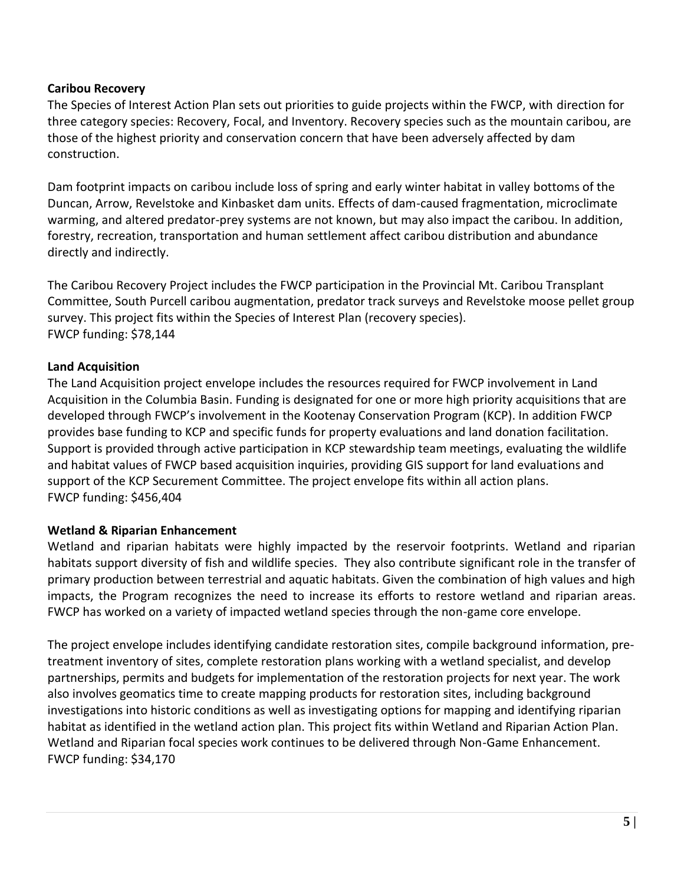**Caribou Recovery**

The Species of Interest Action Plan sets out priorities to guide projects within the FWCP, with direction for three category species: Recovery, Focal, and Inventory. Recovery species such as the mountain caribou, are those of the highest priority and conservation concern that have been adversely affected by dam construction.

Dam footprint impacts on caribou include loss of spring and early winter habitat in valley bottoms of the Duncan, Arrow, Revelstoke and Kinbasket dam units. Effects of dam-caused fragmentation, microclimate warming, and altered predator-prey systems are not known, but may also impact the caribou. In addition, forestry, recreation, transportation and human settlement affect caribou distribution and abundance directly and indirectly.

The Caribou Recovery Project includes the FWCP participation in the Provincial Mt. Caribou Transplant Committee, South Purcell caribou augmentation, predator track surveys and Revelstoke moose pellet group survey. This project fits within the Species of Interest Plan (recovery species).
FWCP funding: $78,144

**Land Acquisition**

The Land Acquisition project envelope includes the resources required for FWCP involvement in Land Acquisition in the Columbia Basin. Funding is designated for one or more high priority acquisitions that are developed through FWCP's involvement in the Kootenay Conservation Program (KCP). In addition FWCP provides base funding to KCP and specific funds for property evaluations and land donation facilitation. Support is provided through active participation in KCP stewardship team meetings, evaluating the wildlife and habitat values of FWCP based acquisition inquiries, providing GIS support for land evaluations and support of the KCP Securement Committee. The project envelope fits within all action plans.
FWCP funding: $456,404

**Wetland & Riparian Enhancement**

Wetland and riparian habitats were highly impacted by the reservoir footprints. Wetland and riparian habitats support diversity of fish and wildlife species. They also contribute significant role in the transfer of primary production between terrestrial and aquatic habitats. Given the combination of high values and high impacts, the Program recognizes the need to increase its efforts to restore wetland and riparian areas. FWCP has worked on a variety of impacted wetland species through the non-game core envelope.

The project envelope includes identifying candidate restoration sites, compile background information, pre-treatment inventory of sites, complete restoration plans working with a wetland specialist, and develop partnerships, permits and budgets for implementation of the restoration projects for next year. The work also involves geomatics time to create mapping products for restoration sites, including background investigations into historic conditions as well as investigating options for mapping and identifying riparian habitat as identified in the wetland action plan. This project fits within Wetland and Riparian Action Plan. Wetland and Riparian focal species work continues to be delivered through Non-Game Enhancement.
FWCP funding: $34,170